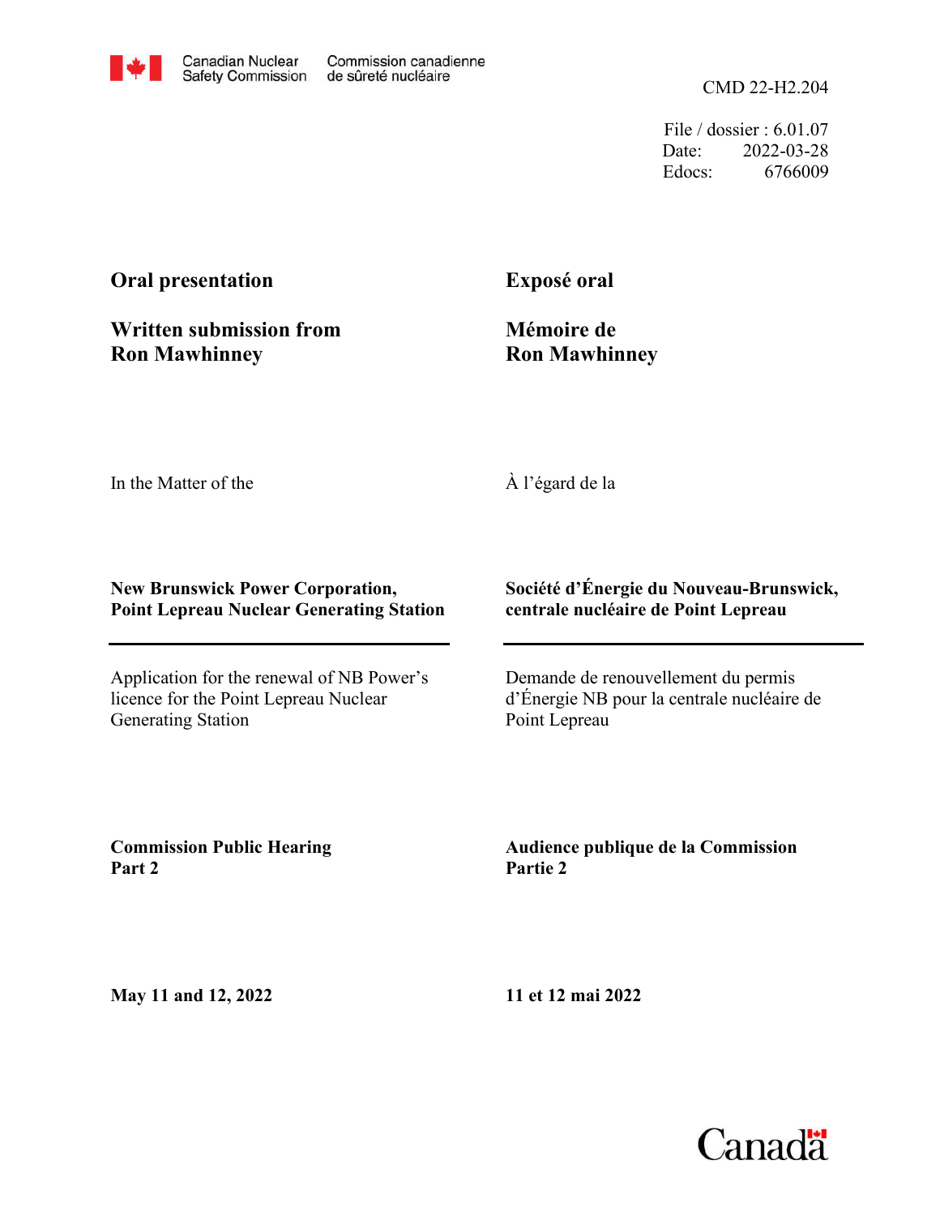Canadian Nuclear Safety Commission | Commission canadienne de sûreté nucléaire

CMD 22-H2.204

File / dossier : 6.01.07
Date: 2022-03-28
Edocs: 6766009

## Oral presentation

## Written submission from Ron Mawhinney

## Exposé oral

## Mémoire de Ron Mawhinney

In the Matter of the

À l'égard de la

**New Brunswick Power Corporation, Point Lepreau Nuclear Generating Station**

**Société d'Énergie du Nouveau-Brunswick, centrale nucléaire de Point Lepreau**

---

Application for the renewal of NB Power's licence for the Point Lepreau Nuclear Generating Station

Demande de renouvellement du permis d'Énergie NB pour la centrale nucléaire de Point Lepreau

**Commission Public Hearing Part 2**

**Audience publique de la Commission Partie 2**

**May 11 and 12, 2022**

**11 et 12 mai 2022**

Canada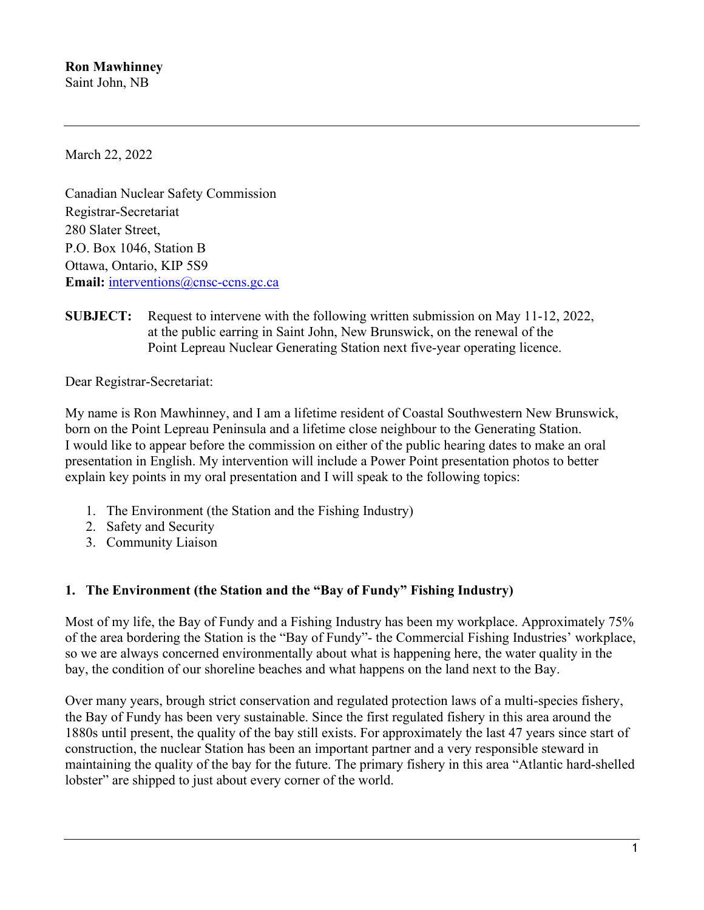**Ron Mawhinney**
Saint John, NB

---

March 22, 2022

Canadian Nuclear Safety Commission
Registrar-Secretariat
280 Slater Street,
P.O. Box 1046, Station B
Ottawa, Ontario, KIP 5S9
**Email:** interventions@cnsc-ccns.gc.ca

**SUBJECT:** Request to intervene with the following written submission on May 11-12, 2022, at the public earring in Saint John, New Brunswick, on the renewal of the Point Lepreau Nuclear Generating Station next five-year operating licence.

Dear Registrar-Secretariat:

My name is Ron Mawhinney, and I am a lifetime resident of Coastal Southwestern New Brunswick, born on the Point Lepreau Peninsula and a lifetime close neighbour to the Generating Station. I would like to appear before the commission on either of the public hearing dates to make an oral presentation in English. My intervention will include a Power Point presentation photos to better explain key points in my oral presentation and I will speak to the following topics:

1. The Environment (the Station and the Fishing Industry)
2. Safety and Security
3. Community Liaison

## 1. The Environment (the Station and the "Bay of Fundy" Fishing Industry)

Most of my life, the Bay of Fundy and a Fishing Industry has been my workplace. Approximately 75% of the area bordering the Station is the "Bay of Fundy"- the Commercial Fishing Industries' workplace, so we are always concerned environmentally about what is happening here, the water quality in the bay, the condition of our shoreline beaches and what happens on the land next to the Bay.

Over many years, brough strict conservation and regulated protection laws of a multi-species fishery, the Bay of Fundy has been very sustainable. Since the first regulated fishery in this area around the 1880s until present, the quality of the bay still exists. For approximately the last 47 years since start of construction, the nuclear Station has been an important partner and a very responsible steward in maintaining the quality of the bay for the future. The primary fishery in this area "Atlantic hard-shelled lobster" are shipped to just about every corner of the world.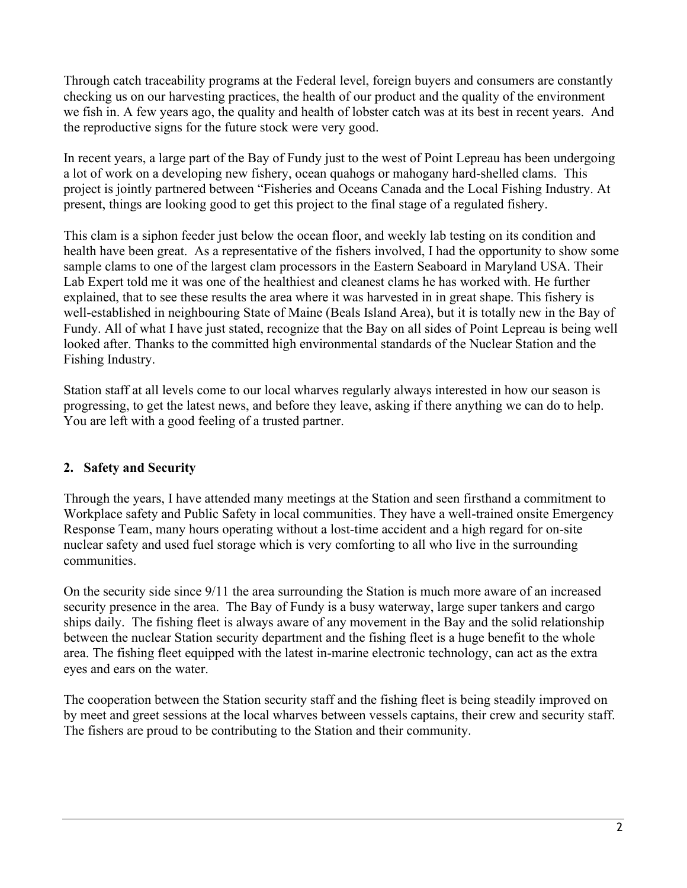Through catch traceability programs at the Federal level, foreign buyers and consumers are constantly checking us on our harvesting practices, the health of our product and the quality of the environment we fish in. A few years ago, the quality and health of lobster catch was at its best in recent years. And the reproductive signs for the future stock were very good.

In recent years, a large part of the Bay of Fundy just to the west of Point Lepreau has been undergoing a lot of work on a developing new fishery, ocean quahogs or mahogany hard-shelled clams. This project is jointly partnered between "Fisheries and Oceans Canada and the Local Fishing Industry. At present, things are looking good to get this project to the final stage of a regulated fishery.

This clam is a siphon feeder just below the ocean floor, and weekly lab testing on its condition and health have been great. As a representative of the fishers involved, I had the opportunity to show some sample clams to one of the largest clam processors in the Eastern Seaboard in Maryland USA. Their Lab Expert told me it was one of the healthiest and cleanest clams he has worked with. He further explained, that to see these results the area where it was harvested in in great shape. This fishery is well-established in neighbouring State of Maine (Beals Island Area), but it is totally new in the Bay of Fundy. All of what I have just stated, recognize that the Bay on all sides of Point Lepreau is being well looked after. Thanks to the committed high environmental standards of the Nuclear Station and the Fishing Industry.

Station staff at all levels come to our local wharves regularly always interested in how our season is progressing, to get the latest news, and before they leave, asking if there anything we can do to help. You are left with a good feeling of a trusted partner.

## 2. Safety and Security

Through the years, I have attended many meetings at the Station and seen firsthand a commitment to Workplace safety and Public Safety in local communities. They have a well-trained onsite Emergency Response Team, many hours operating without a lost-time accident and a high regard for on-site nuclear safety and used fuel storage which is very comforting to all who live in the surrounding communities.

On the security side since 9/11 the area surrounding the Station is much more aware of an increased security presence in the area. The Bay of Fundy is a busy waterway, large super tankers and cargo ships daily. The fishing fleet is always aware of any movement in the Bay and the solid relationship between the nuclear Station security department and the fishing fleet is a huge benefit to the whole area. The fishing fleet equipped with the latest in-marine electronic technology, can act as the extra eyes and ears on the water.

The cooperation between the Station security staff and the fishing fleet is being steadily improved on by meet and greet sessions at the local wharves between vessels captains, their crew and security staff. The fishers are proud to be contributing to the Station and their community.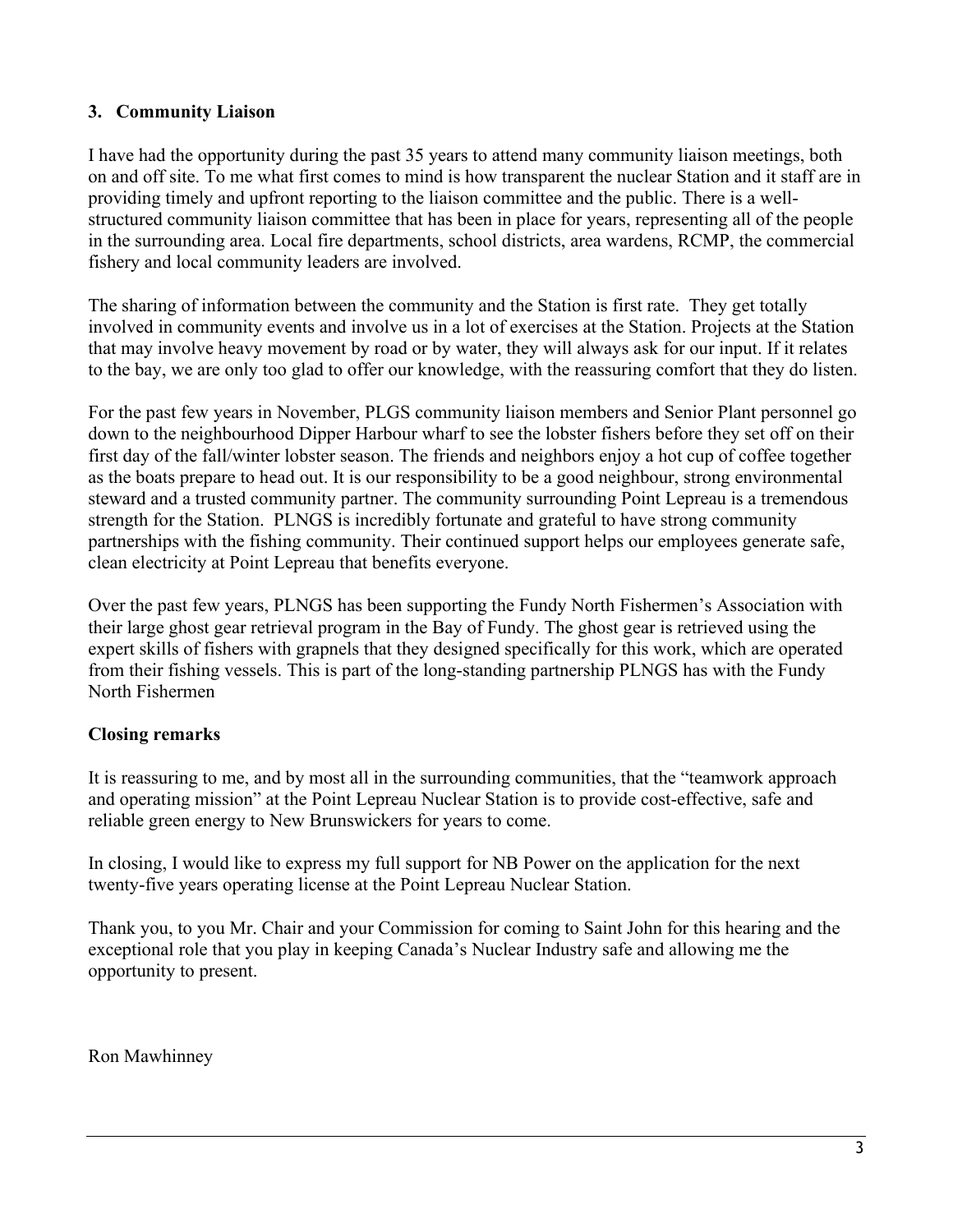### 3. Community Liaison

I have had the opportunity during the past 35 years to attend many community liaison meetings, both on and off site. To me what first comes to mind is how transparent the nuclear Station and it staff are in providing timely and upfront reporting to the liaison committee and the public. There is a well-structured community liaison committee that has been in place for years, representing all of the people in the surrounding area. Local fire departments, school districts, area wardens, RCMP, the commercial fishery and local community leaders are involved.

The sharing of information between the community and the Station is first rate. They get totally involved in community events and involve us in a lot of exercises at the Station. Projects at the Station that may involve heavy movement by road or by water, they will always ask for our input. If it relates to the bay, we are only too glad to offer our knowledge, with the reassuring comfort that they do listen.

For the past few years in November, PLGS community liaison members and Senior Plant personnel go down to the neighbourhood Dipper Harbour wharf to see the lobster fishers before they set off on their first day of the fall/winter lobster season. The friends and neighbors enjoy a hot cup of coffee together as the boats prepare to head out. It is our responsibility to be a good neighbour, strong environmental steward and a trusted community partner. The community surrounding Point Lepreau is a tremendous strength for the Station. PLNGS is incredibly fortunate and grateful to have strong community partnerships with the fishing community. Their continued support helps our employees generate safe, clean electricity at Point Lepreau that benefits everyone.

Over the past few years, PLNGS has been supporting the Fundy North Fishermen's Association with their large ghost gear retrieval program in the Bay of Fundy. The ghost gear is retrieved using the expert skills of fishers with grapnels that they designed specifically for this work, which are operated from their fishing vessels. This is part of the long-standing partnership PLNGS has with the Fundy North Fishermen

### Closing remarks

It is reassuring to me, and by most all in the surrounding communities, that the "teamwork approach and operating mission" at the Point Lepreau Nuclear Station is to provide cost-effective, safe and reliable green energy to New Brunswickers for years to come.

In closing, I would like to express my full support for NB Power on the application for the next twenty-five years operating license at the Point Lepreau Nuclear Station.

Thank you, to you Mr. Chair and your Commission for coming to Saint John for this hearing and the exceptional role that you play in keeping Canada's Nuclear Industry safe and allowing me the opportunity to present.

Ron Mawhinney